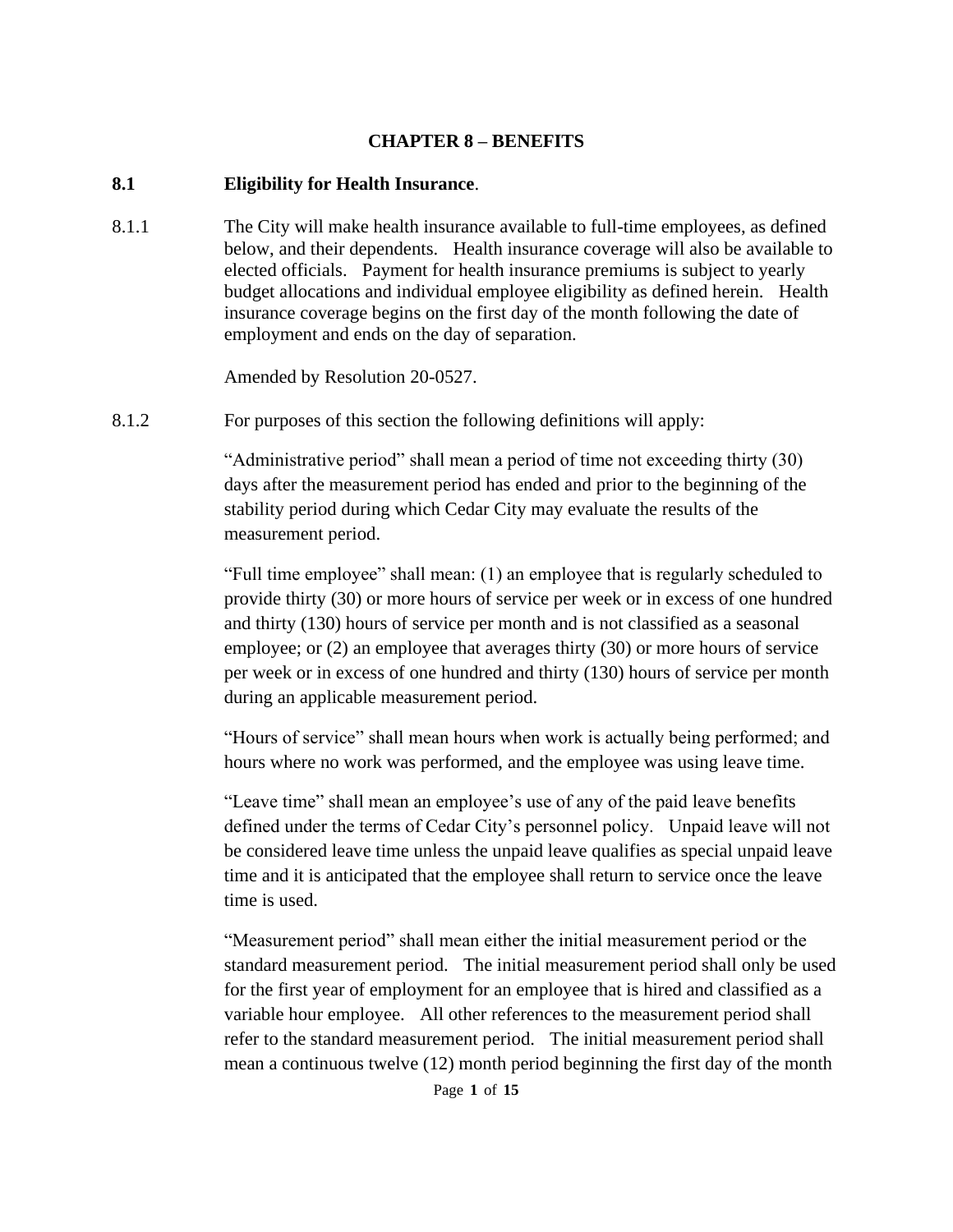# CHAPTER 8 – BENEFITS

## 8.1 Eligibility for Health Insurance.

8.1.1 The City will make health insurance available to full-time employees, as defined below, and their dependents. Health insurance coverage will also be available to elected officials. Payment for health insurance premiums is subject to yearly budget allocations and individual employee eligibility as defined herein. Health insurance coverage begins on the first day of the month following the date of employment and ends on the day of separation.

Amended by Resolution 20-0527.

8.1.2 For purposes of this section the following definitions will apply:

"Administrative period" shall mean a period of time not exceeding thirty (30) days after the measurement period has ended and prior to the beginning of the stability period during which Cedar City may evaluate the results of the measurement period.

"Full time employee" shall mean: (1) an employee that is regularly scheduled to provide thirty (30) or more hours of service per week or in excess of one hundred and thirty (130) hours of service per month and is not classified as a seasonal employee; or (2) an employee that averages thirty (30) or more hours of service per week or in excess of one hundred and thirty (130) hours of service per month during an applicable measurement period.

"Hours of service" shall mean hours when work is actually being performed; and hours where no work was performed, and the employee was using leave time.

"Leave time" shall mean an employee's use of any of the paid leave benefits defined under the terms of Cedar City's personnel policy. Unpaid leave will not be considered leave time unless the unpaid leave qualifies as special unpaid leave time and it is anticipated that the employee shall return to service once the leave time is used.

"Measurement period" shall mean either the initial measurement period or the standard measurement period. The initial measurement period shall only be used for the first year of employment for an employee that is hired and classified as a variable hour employee. All other references to the measurement period shall refer to the standard measurement period. The initial measurement period shall mean a continuous twelve (12) month period beginning the first day of the month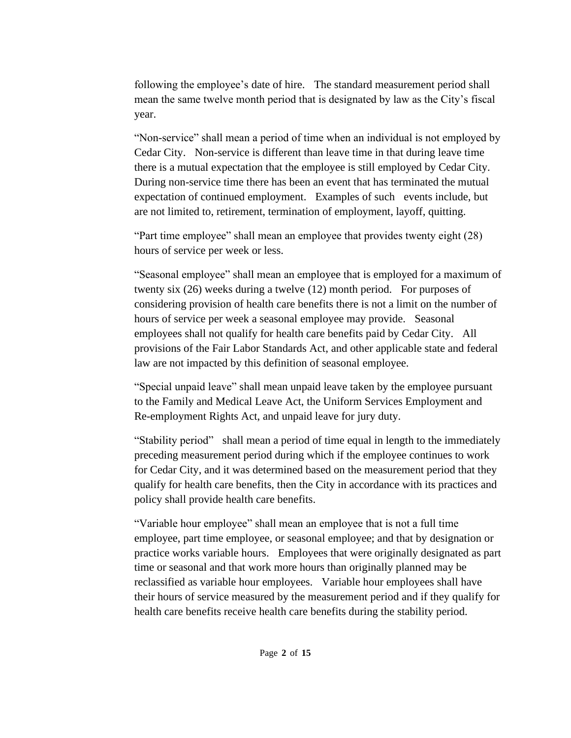following the employee's date of hire. The standard measurement period shall mean the same twelve month period that is designated by law as the City's fiscal year.

"Non-service" shall mean a period of time when an individual is not employed by Cedar City. Non-service is different than leave time in that during leave time there is a mutual expectation that the employee is still employed by Cedar City. During non-service time there has been an event that has terminated the mutual expectation of continued employment. Examples of such events include, but are not limited to, retirement, termination of employment, layoff, quitting.

"Part time employee" shall mean an employee that provides twenty eight (28) hours of service per week or less.

"Seasonal employee" shall mean an employee that is employed for a maximum of twenty six (26) weeks during a twelve (12) month period. For purposes of considering provision of health care benefits there is not a limit on the number of hours of service per week a seasonal employee may provide. Seasonal employees shall not qualify for health care benefits paid by Cedar City. All provisions of the Fair Labor Standards Act, and other applicable state and federal law are not impacted by this definition of seasonal employee.

"Special unpaid leave" shall mean unpaid leave taken by the employee pursuant to the Family and Medical Leave Act, the Uniform Services Employment and Re-employment Rights Act, and unpaid leave for jury duty.

"Stability period" shall mean a period of time equal in length to the immediately preceding measurement period during which if the employee continues to work for Cedar City, and it was determined based on the measurement period that they qualify for health care benefits, then the City in accordance with its practices and policy shall provide health care benefits.

"Variable hour employee" shall mean an employee that is not a full time employee, part time employee, or seasonal employee; and that by designation or practice works variable hours. Employees that were originally designated as part time or seasonal and that work more hours than originally planned may be reclassified as variable hour employees. Variable hour employees shall have their hours of service measured by the measurement period and if they qualify for health care benefits receive health care benefits during the stability period.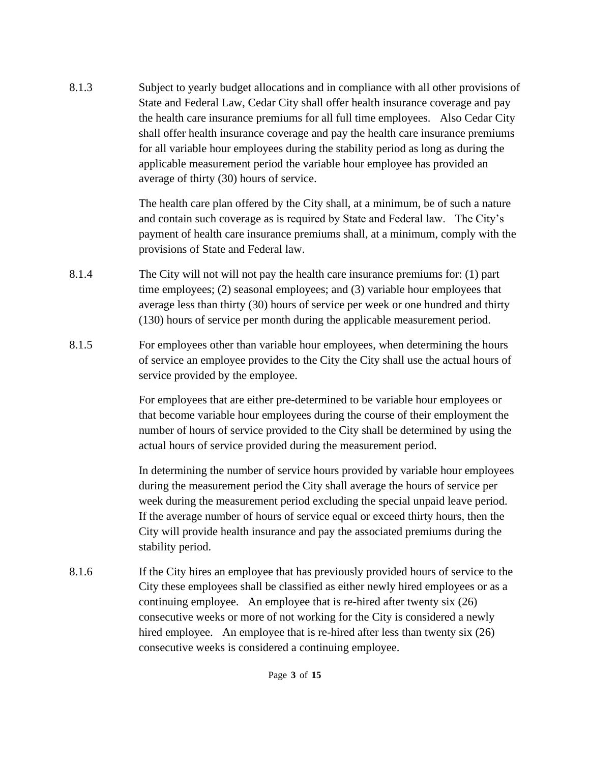8.1.3 Subject to yearly budget allocations and in compliance with all other provisions of State and Federal Law, Cedar City shall offer health insurance coverage and pay the health care insurance premiums for all full time employees. Also Cedar City shall offer health insurance coverage and pay the health care insurance premiums for all variable hour employees during the stability period as long as during the applicable measurement period the variable hour employee has provided an average of thirty (30) hours of service.

The health care plan offered by the City shall, at a minimum, be of such a nature and contain such coverage as is required by State and Federal law. The City's payment of health care insurance premiums shall, at a minimum, comply with the provisions of State and Federal law.

8.1.4 The City will not will not pay the health care insurance premiums for: (1) part time employees; (2) seasonal employees; and (3) variable hour employees that average less than thirty (30) hours of service per week or one hundred and thirty (130) hours of service per month during the applicable measurement period.

8.1.5 For employees other than variable hour employees, when determining the hours of service an employee provides to the City the City shall use the actual hours of service provided by the employee.

For employees that are either pre-determined to be variable hour employees or that become variable hour employees during the course of their employment the number of hours of service provided to the City shall be determined by using the actual hours of service provided during the measurement period.

In determining the number of service hours provided by variable hour employees during the measurement period the City shall average the hours of service per week during the measurement period excluding the special unpaid leave period. If the average number of hours of service equal or exceed thirty hours, then the City will provide health insurance and pay the associated premiums during the stability period.

8.1.6 If the City hires an employee that has previously provided hours of service to the City these employees shall be classified as either newly hired employees or as a continuing employee. An employee that is re-hired after twenty six (26) consecutive weeks or more of not working for the City is considered a newly hired employee. An employee that is re-hired after less than twenty six (26) consecutive weeks is considered a continuing employee.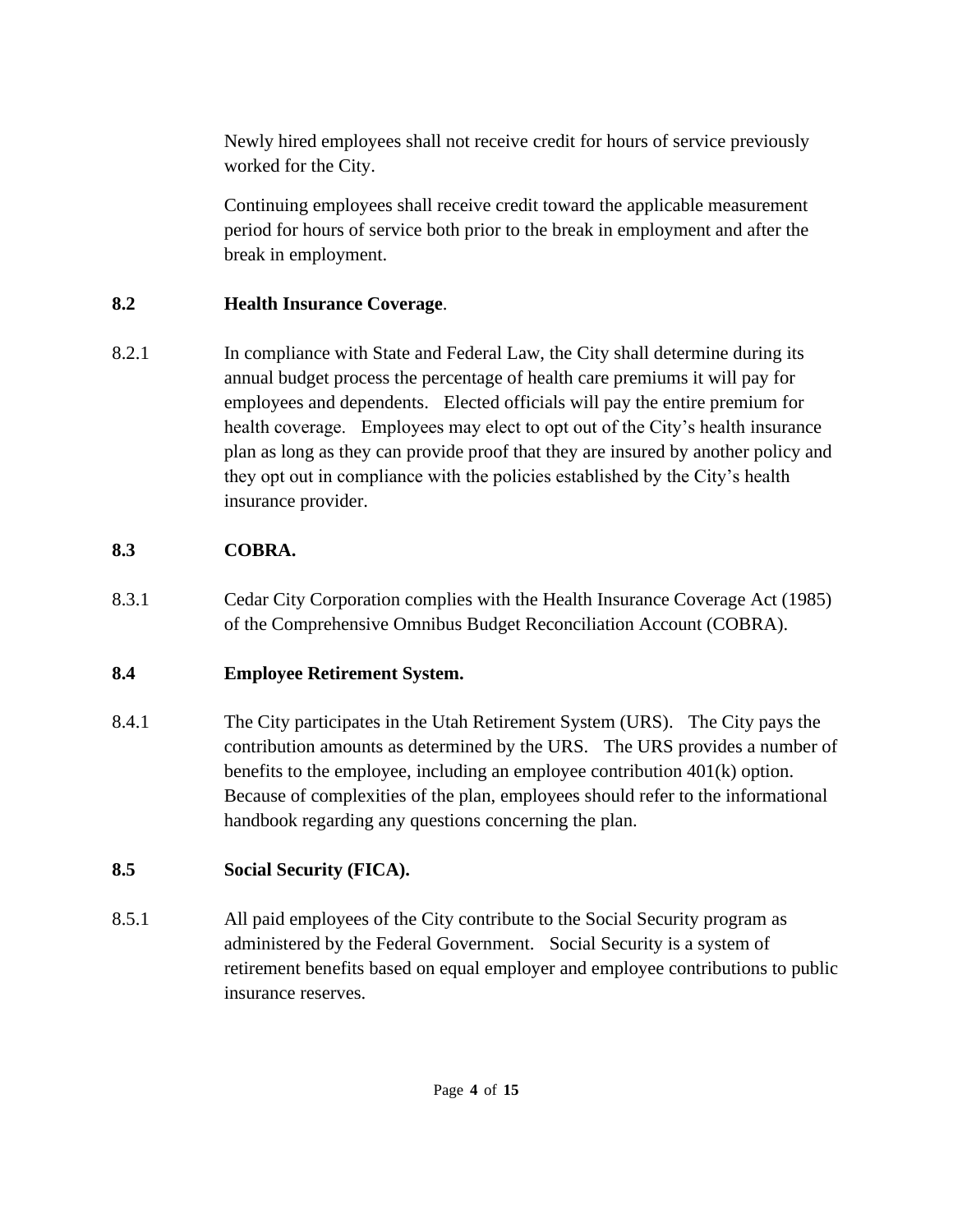Newly hired employees shall not receive credit for hours of service previously worked for the City.

Continuing employees shall receive credit toward the applicable measurement period for hours of service both prior to the break in employment and after the break in employment.

**8.2 Health Insurance Coverage**.

8.2.1 In compliance with State and Federal Law, the City shall determine during its annual budget process the percentage of health care premiums it will pay for employees and dependents. Elected officials will pay the entire premium for health coverage. Employees may elect to opt out of the City's health insurance plan as long as they can provide proof that they are insured by another policy and they opt out in compliance with the policies established by the City's health insurance provider.

**8.3 COBRA.**

8.3.1 Cedar City Corporation complies with the Health Insurance Coverage Act (1985) of the Comprehensive Omnibus Budget Reconciliation Account (COBRA).

**8.4 Employee Retirement System.**

8.4.1 The City participates in the Utah Retirement System (URS). The City pays the contribution amounts as determined by the URS. The URS provides a number of benefits to the employee, including an employee contribution 401(k) option. Because of complexities of the plan, employees should refer to the informational handbook regarding any questions concerning the plan.

**8.5 Social Security (FICA).**

8.5.1 All paid employees of the City contribute to the Social Security program as administered by the Federal Government. Social Security is a system of retirement benefits based on equal employer and employee contributions to public insurance reserves.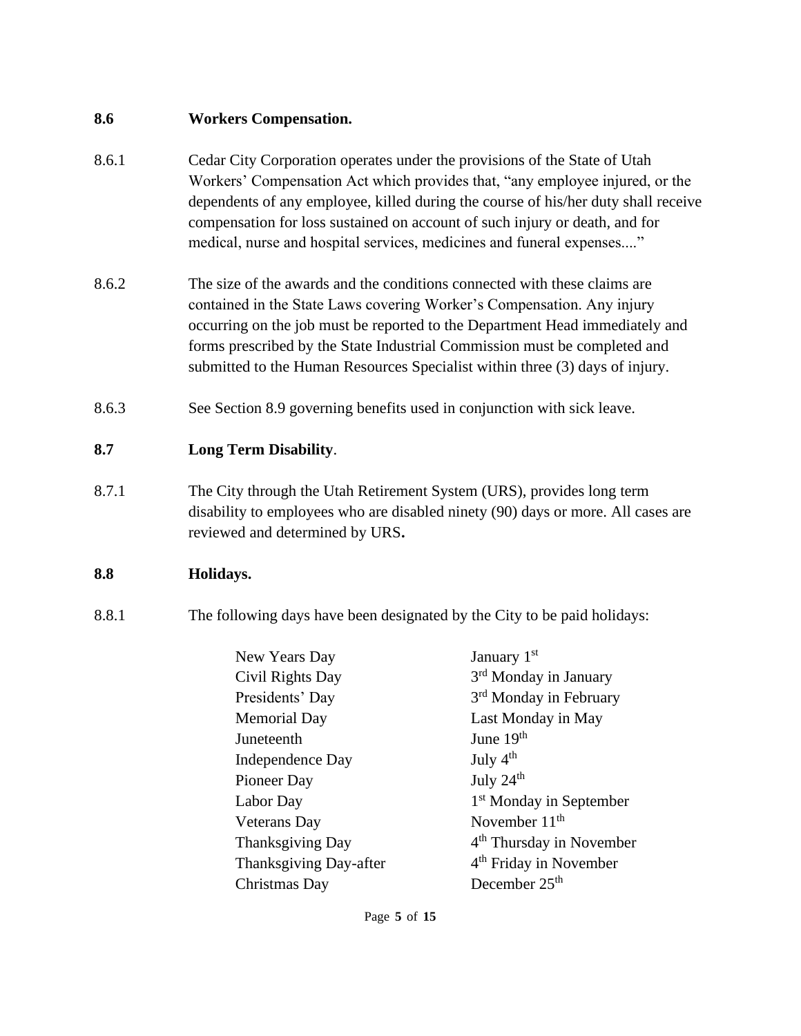**8.6 Workers Compensation.**

8.6.1 Cedar City Corporation operates under the provisions of the State of Utah Workers' Compensation Act which provides that, "any employee injured, or the dependents of any employee, killed during the course of his/her duty shall receive compensation for loss sustained on account of such injury or death, and for medical, nurse and hospital services, medicines and funeral expenses...."

8.6.2 The size of the awards and the conditions connected with these claims are contained in the State Laws covering Worker's Compensation. Any injury occurring on the job must be reported to the Department Head immediately and forms prescribed by the State Industrial Commission must be completed and submitted to the Human Resources Specialist within three (3) days of injury.

8.6.3 See Section 8.9 governing benefits used in conjunction with sick leave.

**8.7 Long Term Disability**.

8.7.1 The City through the Utah Retirement System (URS), provides long term disability to employees who are disabled ninety (90) days or more. All cases are reviewed and determined by URS**.**

**8.8 Holidays.**

8.8.1 The following days have been designated by the City to be paid holidays:

| | |
|---|---|
| New Years Day | January 1st |
| Civil Rights Day | 3rd Monday in January |
| Presidents' Day | 3rd Monday in February |
| Memorial Day | Last Monday in May |
| Juneteenth | June 19th |
| Independence Day | July 4th |
| Pioneer Day | July 24th |
| Labor Day | 1st Monday in September |
| Veterans Day | November 11th |
| Thanksgiving Day | 4th Thursday in November |
| Thanksgiving Day-after | 4th Friday in November |
| Christmas Day | December 25th |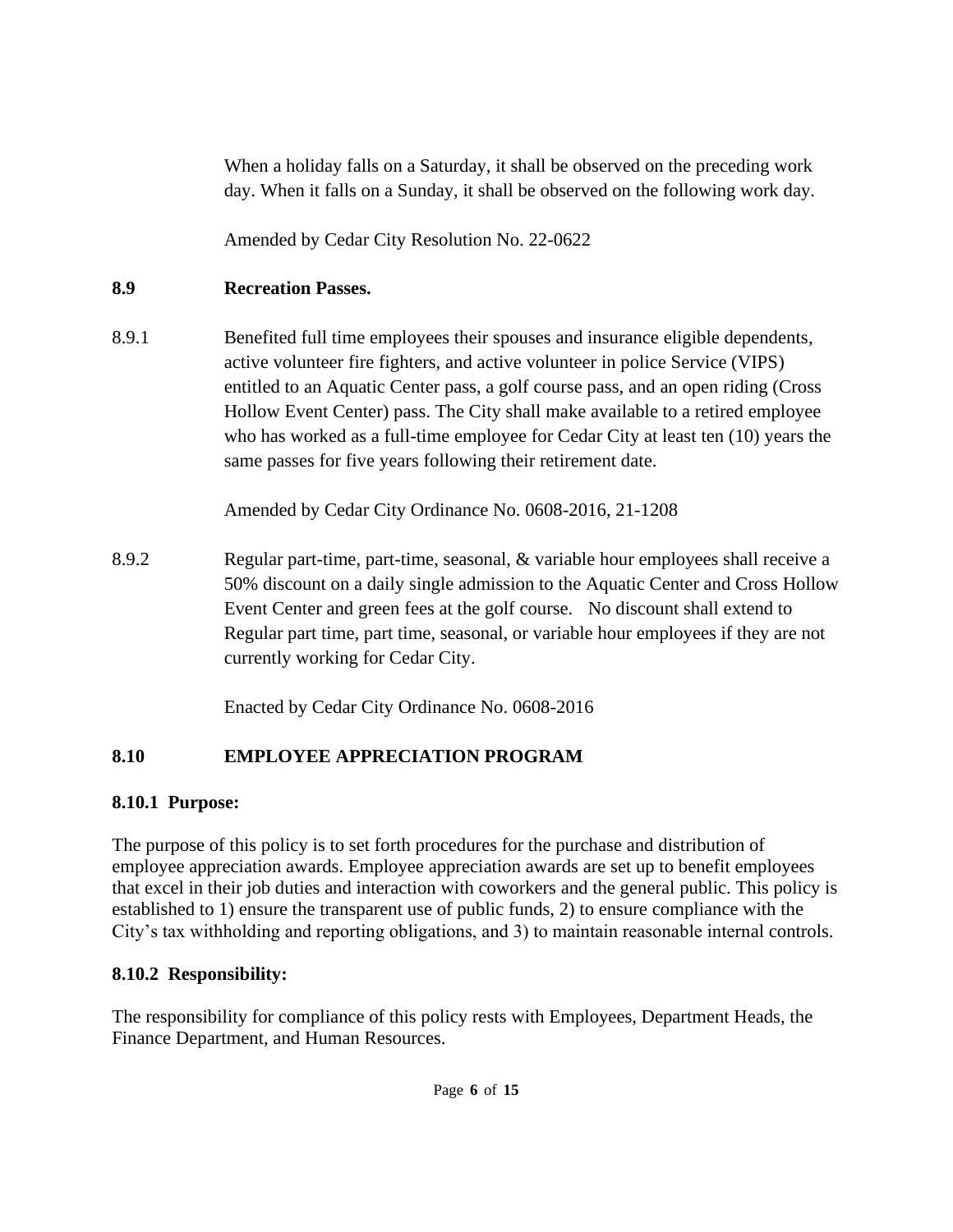When a holiday falls on a Saturday, it shall be observed on the preceding work day. When it falls on a Sunday, it shall be observed on the following work day.

Amended by Cedar City Resolution No. 22-0622

### 8.9 Recreation Passes.

8.9.1 Benefited full time employees their spouses and insurance eligible dependents, active volunteer fire fighters, and active volunteer in police Service (VIPS) entitled to an Aquatic Center pass, a golf course pass, and an open riding (Cross Hollow Event Center) pass. The City shall make available to a retired employee who has worked as a full-time employee for Cedar City at least ten (10) years the same passes for five years following their retirement date.

Amended by Cedar City Ordinance No. 0608-2016, 21-1208

8.9.2 Regular part-time, part-time, seasonal, & variable hour employees shall receive a 50% discount on a daily single admission to the Aquatic Center and Cross Hollow Event Center and green fees at the golf course. No discount shall extend to Regular part time, part time, seasonal, or variable hour employees if they are not currently working for Cedar City.

Enacted by Cedar City Ordinance No. 0608-2016

### 8.10 EMPLOYEE APPRECIATION PROGRAM

#### 8.10.1 Purpose:

The purpose of this policy is to set forth procedures for the purchase and distribution of employee appreciation awards. Employee appreciation awards are set up to benefit employees that excel in their job duties and interaction with coworkers and the general public. This policy is established to 1) ensure the transparent use of public funds, 2) to ensure compliance with the City's tax withholding and reporting obligations, and 3) to maintain reasonable internal controls.

#### 8.10.2 Responsibility:

The responsibility for compliance of this policy rests with Employees, Department Heads, the Finance Department, and Human Resources.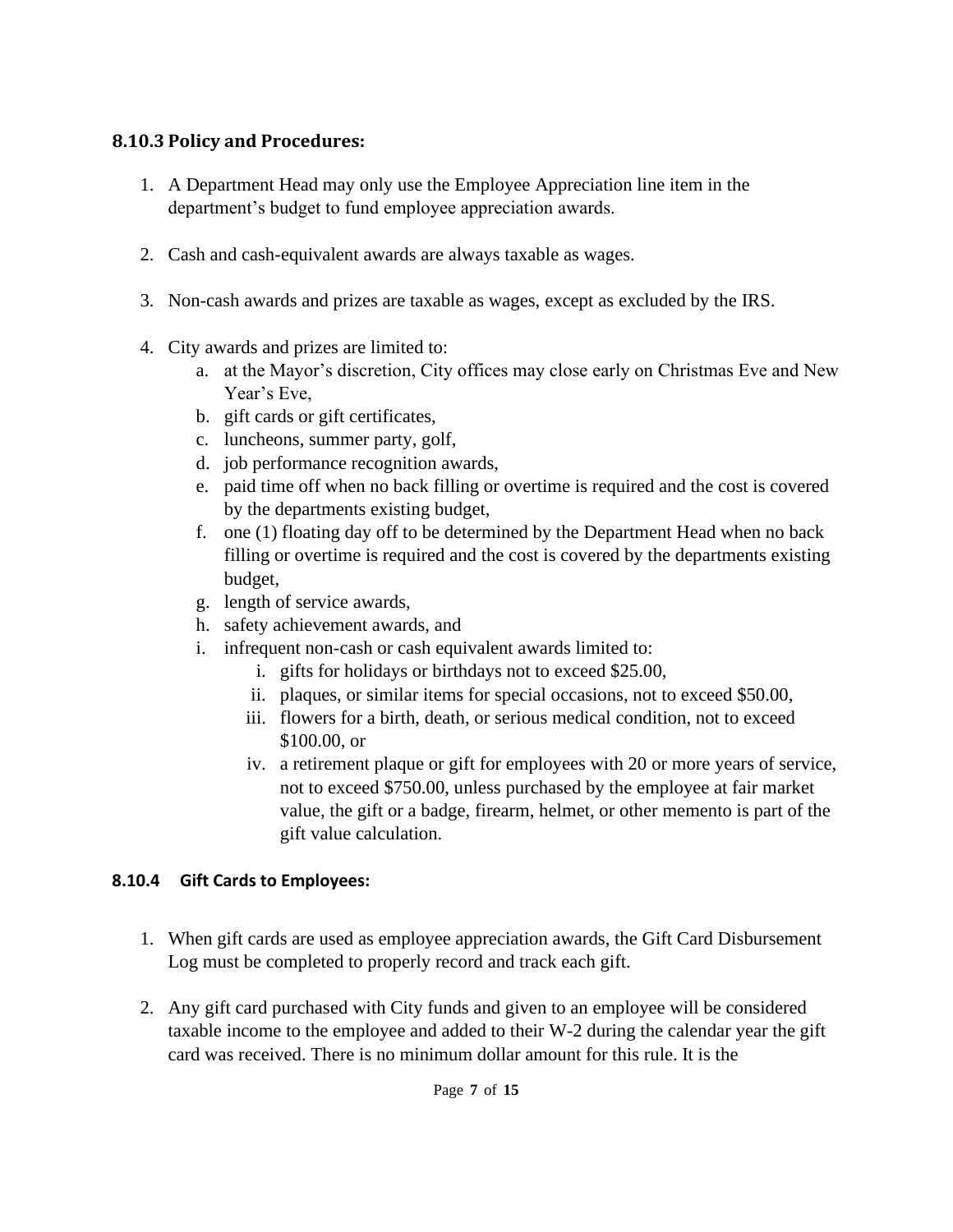### 8.10.3 Policy and Procedures:

1. A Department Head may only use the Employee Appreciation line item in the department's budget to fund employee appreciation awards.

2. Cash and cash-equivalent awards are always taxable as wages.

3. Non-cash awards and prizes are taxable as wages, except as excluded by the IRS.

4. City awards and prizes are limited to:
   a. at the Mayor's discretion, City offices may close early on Christmas Eve and New Year's Eve,
   b. gift cards or gift certificates,
   c. luncheons, summer party, golf,
   d. job performance recognition awards,
   e. paid time off when no back filling or overtime is required and the cost is covered by the departments existing budget,
   f. one (1) floating day off to be determined by the Department Head when no back filling or overtime is required and the cost is covered by the departments existing budget,
   g. length of service awards,
   h. safety achievement awards, and
   i. infrequent non-cash or cash equivalent awards limited to:
      i. gifts for holidays or birthdays not to exceed $25.00,
      ii. plaques, or similar items for special occasions, not to exceed $50.00,
      iii. flowers for a birth, death, or serious medical condition, not to exceed $100.00, or
      iv. a retirement plaque or gift for employees with 20 or more years of service, not to exceed $750.00, unless purchased by the employee at fair market value, the gift or a badge, firearm, helmet, or other memento is part of the gift value calculation.

### 8.10.4 Gift Cards to Employees:

1. When gift cards are used as employee appreciation awards, the Gift Card Disbursement Log must be completed to properly record and track each gift.

2. Any gift card purchased with City funds and given to an employee will be considered taxable income to the employee and added to their W-2 during the calendar year the gift card was received. There is no minimum dollar amount for this rule. It is the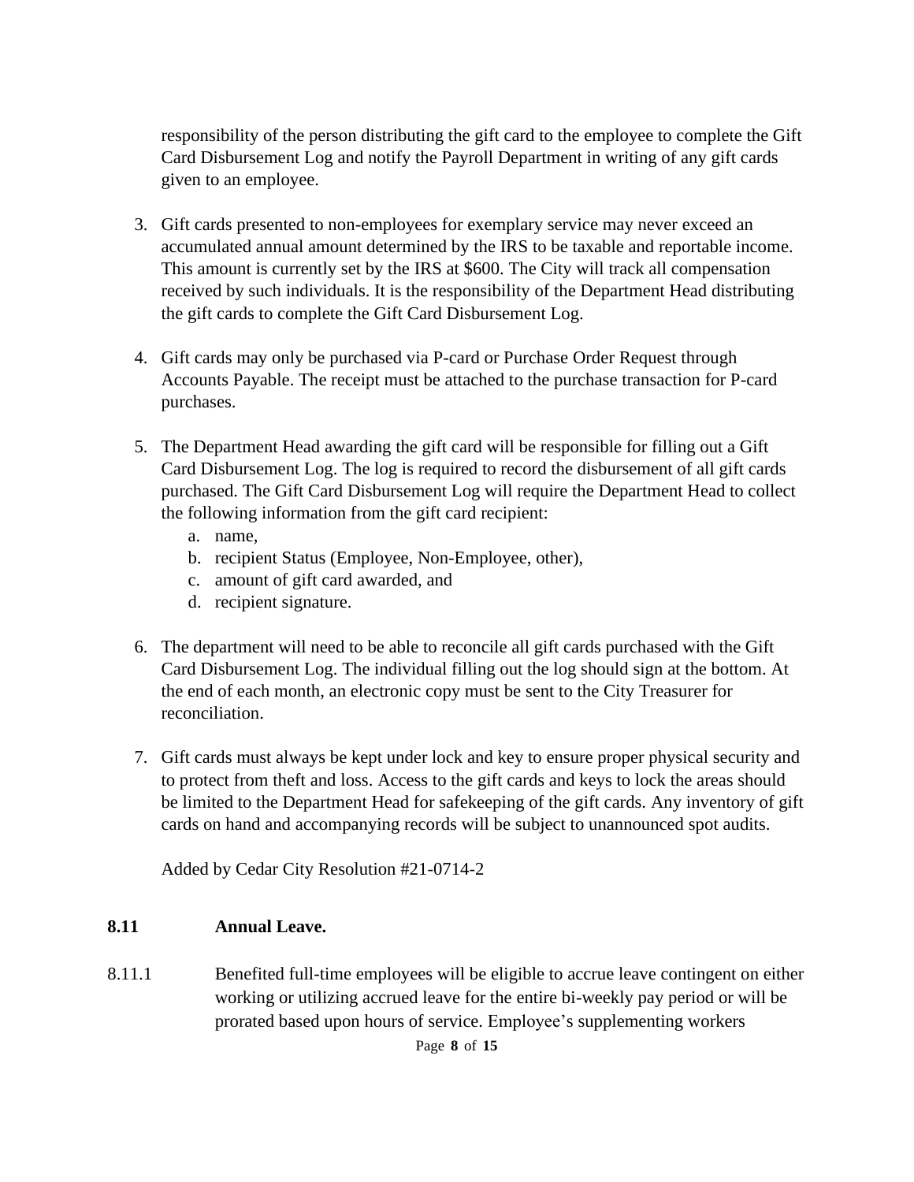responsibility of the person distributing the gift card to the employee to complete the Gift Card Disbursement Log and notify the Payroll Department in writing of any gift cards given to an employee.

3. Gift cards presented to non-employees for exemplary service may never exceed an accumulated annual amount determined by the IRS to be taxable and reportable income. This amount is currently set by the IRS at $600. The City will track all compensation received by such individuals. It is the responsibility of the Department Head distributing the gift cards to complete the Gift Card Disbursement Log.

4. Gift cards may only be purchased via P-card or Purchase Order Request through Accounts Payable. The receipt must be attached to the purchase transaction for P-card purchases.

5. The Department Head awarding the gift card will be responsible for filling out a Gift Card Disbursement Log. The log is required to record the disbursement of all gift cards purchased. The Gift Card Disbursement Log will require the Department Head to collect the following information from the gift card recipient:
   a. name,
   b. recipient Status (Employee, Non-Employee, other),
   c. amount of gift card awarded, and
   d. recipient signature.

6. The department will need to be able to reconcile all gift cards purchased with the Gift Card Disbursement Log. The individual filling out the log should sign at the bottom. At the end of each month, an electronic copy must be sent to the City Treasurer for reconciliation.

7. Gift cards must always be kept under lock and key to ensure proper physical security and to protect from theft and loss. Access to the gift cards and keys to lock the areas should be limited to the Department Head for safekeeping of the gift cards. Any inventory of gift cards on hand and accompanying records will be subject to unannounced spot audits.

Added by Cedar City Resolution #21-0714-2

**8.11 Annual Leave.**

8.11.1 Benefited full-time employees will be eligible to accrue leave contingent on either working or utilizing accrued leave for the entire bi-weekly pay period or will be prorated based upon hours of service. Employee's supplementing workers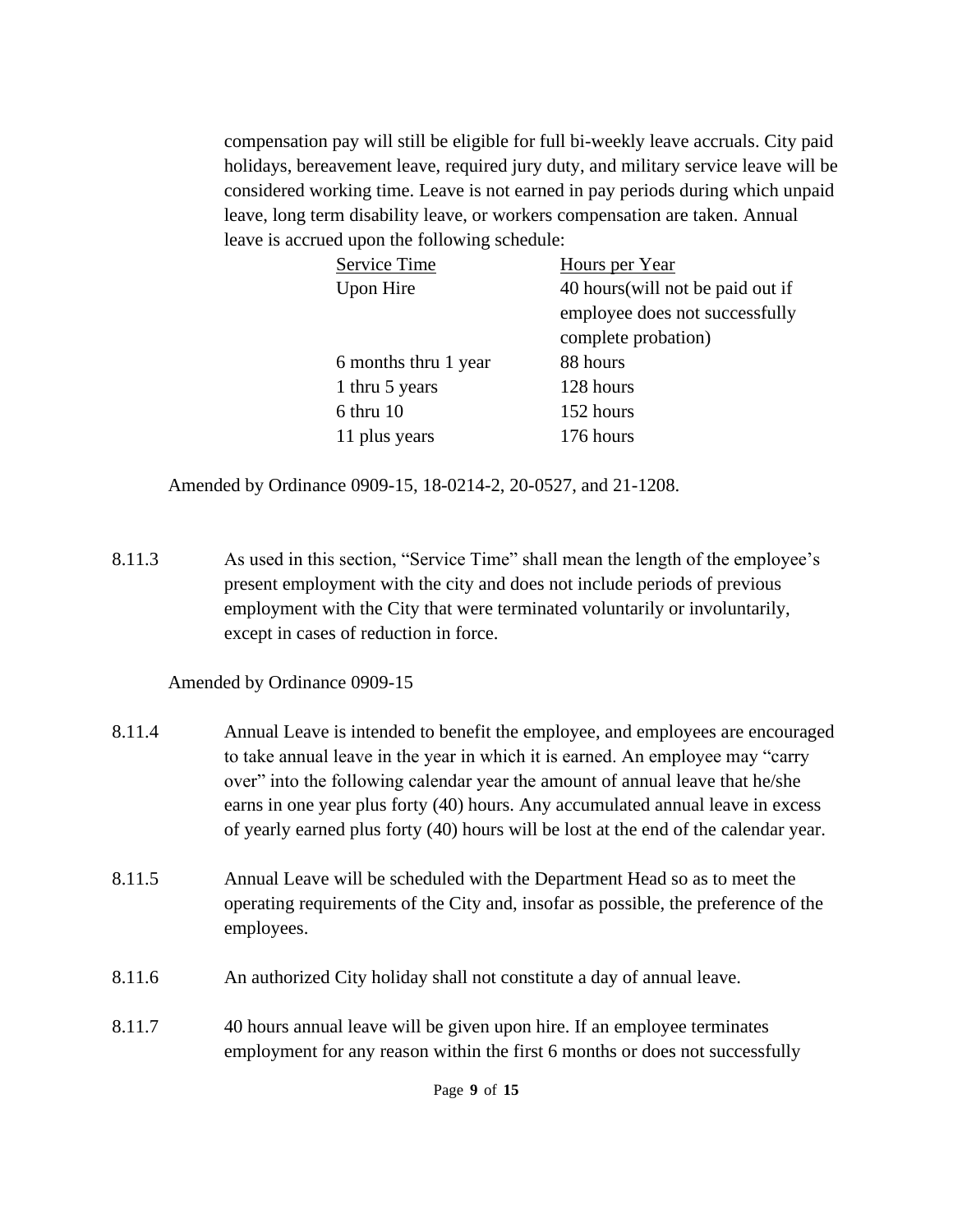compensation pay will still be eligible for full bi-weekly leave accruals. City paid holidays, bereavement leave, required jury duty, and military service leave will be considered working time. Leave is not earned in pay periods during which unpaid leave, long term disability leave, or workers compensation are taken. Annual leave is accrued upon the following schedule:

| Service Time | Hours per Year |
|---|---|
| Upon Hire | 40 hours(will not be paid out if employee does not successfully complete probation) |
| 6 months thru 1 year | 88 hours |
| 1 thru 5 years | 128 hours |
| 6 thru 10 | 152 hours |
| 11 plus years | 176 hours |

Amended by Ordinance 0909-15, 18-0214-2, 20-0527, and 21-1208.

8.11.3 As used in this section, "Service Time" shall mean the length of the employee's present employment with the city and does not include periods of previous employment with the City that were terminated voluntarily or involuntarily, except in cases of reduction in force.

Amended by Ordinance 0909-15

8.11.4 Annual Leave is intended to benefit the employee, and employees are encouraged to take annual leave in the year in which it is earned. An employee may "carry over" into the following calendar year the amount of annual leave that he/she earns in one year plus forty (40) hours. Any accumulated annual leave in excess of yearly earned plus forty (40) hours will be lost at the end of the calendar year.

8.11.5 Annual Leave will be scheduled with the Department Head so as to meet the operating requirements of the City and, insofar as possible, the preference of the employees.

8.11.6 An authorized City holiday shall not constitute a day of annual leave.

8.11.7 40 hours annual leave will be given upon hire. If an employee terminates employment for any reason within the first 6 months or does not successfully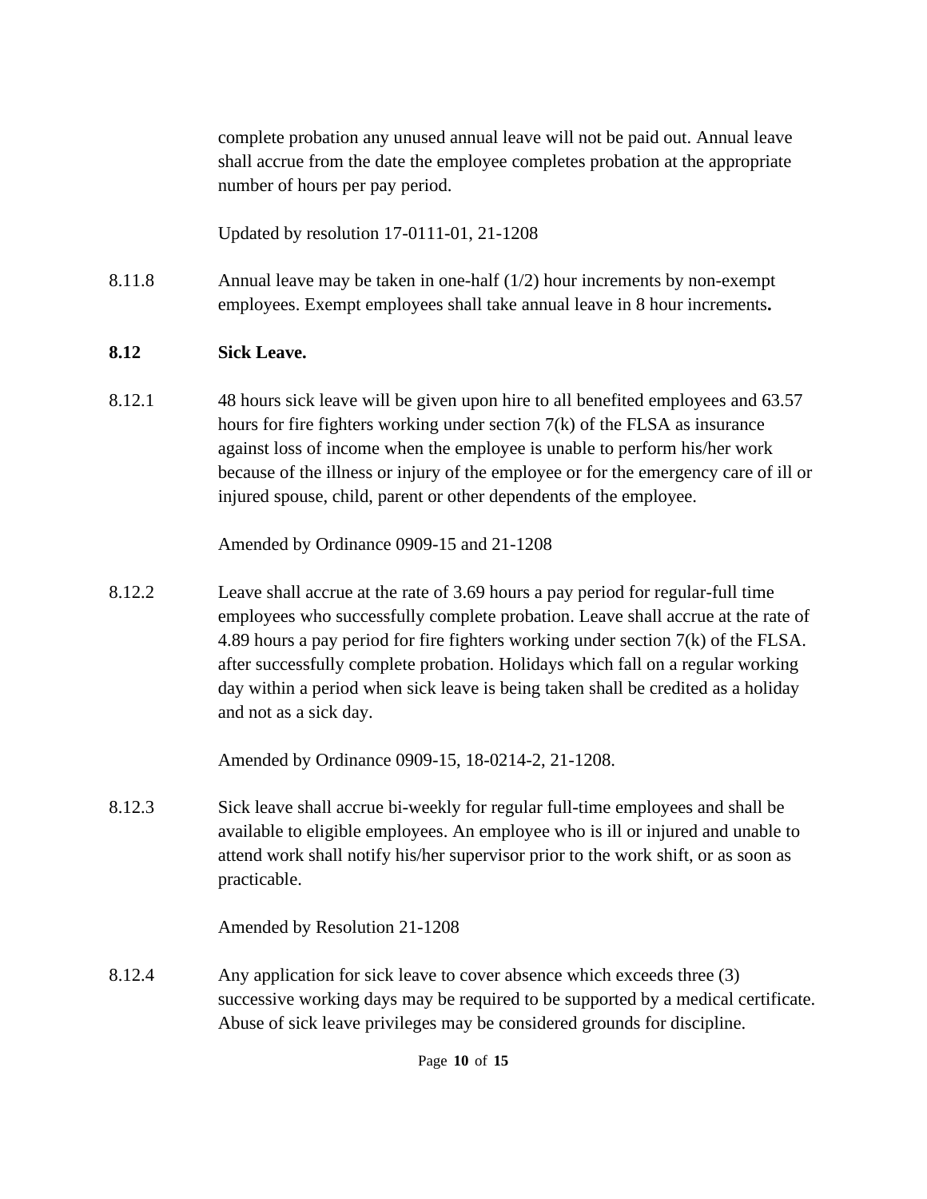complete probation any unused annual leave will not be paid out. Annual leave shall accrue from the date the employee completes probation at the appropriate number of hours per pay period.

Updated by resolution 17-0111-01, 21-1208

8.11.8 Annual leave may be taken in one-half (1/2) hour increments by non-exempt employees. Exempt employees shall take annual leave in 8 hour increments**.**

**8.12 Sick Leave.**

8.12.1 48 hours sick leave will be given upon hire to all benefited employees and 63.57 hours for fire fighters working under section 7(k) of the FLSA as insurance against loss of income when the employee is unable to perform his/her work because of the illness or injury of the employee or for the emergency care of ill or injured spouse, child, parent or other dependents of the employee.

Amended by Ordinance 0909-15 and 21-1208

8.12.2 Leave shall accrue at the rate of 3.69 hours a pay period for regular-full time employees who successfully complete probation. Leave shall accrue at the rate of 4.89 hours a pay period for fire fighters working under section 7(k) of the FLSA. after successfully complete probation. Holidays which fall on a regular working day within a period when sick leave is being taken shall be credited as a holiday and not as a sick day.

Amended by Ordinance 0909-15, 18-0214-2, 21-1208.

8.12.3 Sick leave shall accrue bi-weekly for regular full-time employees and shall be available to eligible employees. An employee who is ill or injured and unable to attend work shall notify his/her supervisor prior to the work shift, or as soon as practicable.

Amended by Resolution 21-1208

8.12.4 Any application for sick leave to cover absence which exceeds three (3) successive working days may be required to be supported by a medical certificate. Abuse of sick leave privileges may be considered grounds for discipline.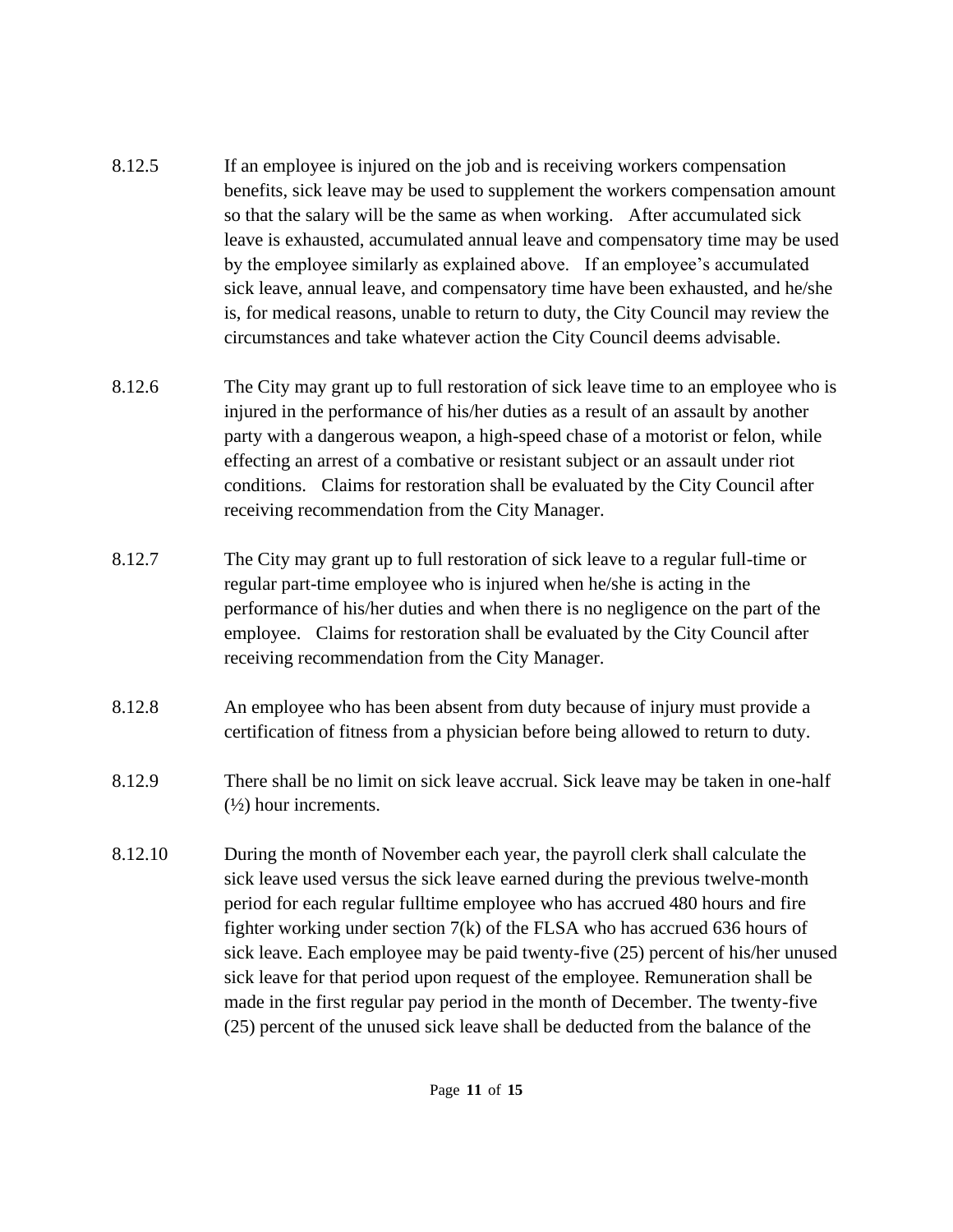8.12.5 If an employee is injured on the job and is receiving workers compensation benefits, sick leave may be used to supplement the workers compensation amount so that the salary will be the same as when working. After accumulated sick leave is exhausted, accumulated annual leave and compensatory time may be used by the employee similarly as explained above. If an employee's accumulated sick leave, annual leave, and compensatory time have been exhausted, and he/she is, for medical reasons, unable to return to duty, the City Council may review the circumstances and take whatever action the City Council deems advisable.

8.12.6 The City may grant up to full restoration of sick leave time to an employee who is injured in the performance of his/her duties as a result of an assault by another party with a dangerous weapon, a high-speed chase of a motorist or felon, while effecting an arrest of a combative or resistant subject or an assault under riot conditions. Claims for restoration shall be evaluated by the City Council after receiving recommendation from the City Manager.

8.12.7 The City may grant up to full restoration of sick leave to a regular full-time or regular part-time employee who is injured when he/she is acting in the performance of his/her duties and when there is no negligence on the part of the employee. Claims for restoration shall be evaluated by the City Council after receiving recommendation from the City Manager.

8.12.8 An employee who has been absent from duty because of injury must provide a certification of fitness from a physician before being allowed to return to duty.

8.12.9 There shall be no limit on sick leave accrual. Sick leave may be taken in one-half (½) hour increments.

8.12.10 During the month of November each year, the payroll clerk shall calculate the sick leave used versus the sick leave earned during the previous twelve-month period for each regular fulltime employee who has accrued 480 hours and fire fighter working under section 7(k) of the FLSA who has accrued 636 hours of sick leave. Each employee may be paid twenty-five (25) percent of his/her unused sick leave for that period upon request of the employee. Remuneration shall be made in the first regular pay period in the month of December. The twenty-five (25) percent of the unused sick leave shall be deducted from the balance of the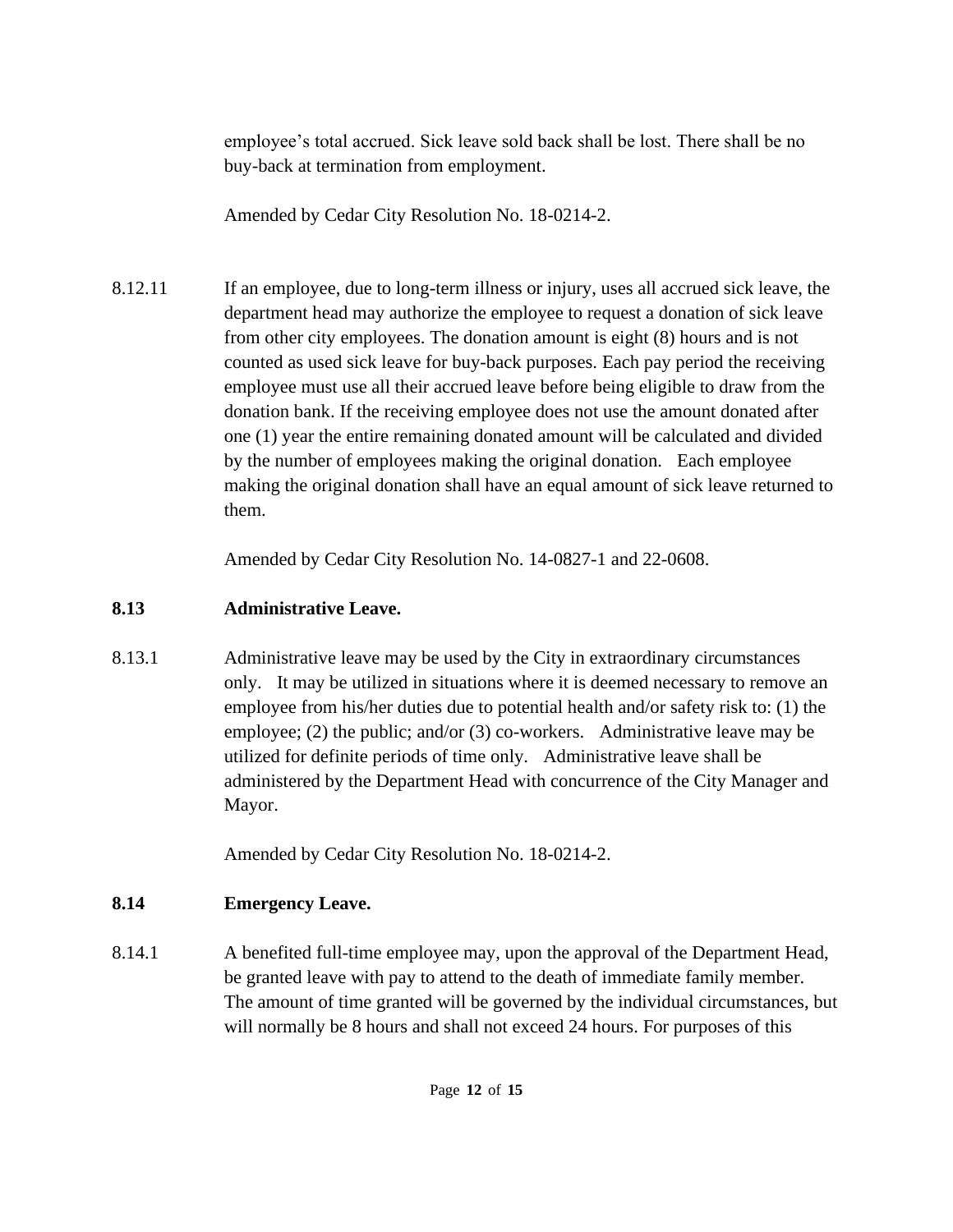employee's total accrued. Sick leave sold back shall be lost. There shall be no buy-back at termination from employment.

Amended by Cedar City Resolution No. 18-0214-2.

8.12.11 If an employee, due to long-term illness or injury, uses all accrued sick leave, the department head may authorize the employee to request a donation of sick leave from other city employees. The donation amount is eight (8) hours and is not counted as used sick leave for buy-back purposes. Each pay period the receiving employee must use all their accrued leave before being eligible to draw from the donation bank. If the receiving employee does not use the amount donated after one (1) year the entire remaining donated amount will be calculated and divided by the number of employees making the original donation. Each employee making the original donation shall have an equal amount of sick leave returned to them.

Amended by Cedar City Resolution No. 14-0827-1 and 22-0608.

### 8.13 Administrative Leave.

8.13.1 Administrative leave may be used by the City in extraordinary circumstances only. It may be utilized in situations where it is deemed necessary to remove an employee from his/her duties due to potential health and/or safety risk to: (1) the employee; (2) the public; and/or (3) co-workers. Administrative leave may be utilized for definite periods of time only. Administrative leave shall be administered by the Department Head with concurrence of the City Manager and Mayor.

Amended by Cedar City Resolution No. 18-0214-2.

### 8.14 Emergency Leave.

8.14.1 A benefited full-time employee may, upon the approval of the Department Head, be granted leave with pay to attend to the death of immediate family member. The amount of time granted will be governed by the individual circumstances, but will normally be 8 hours and shall not exceed 24 hours. For purposes of this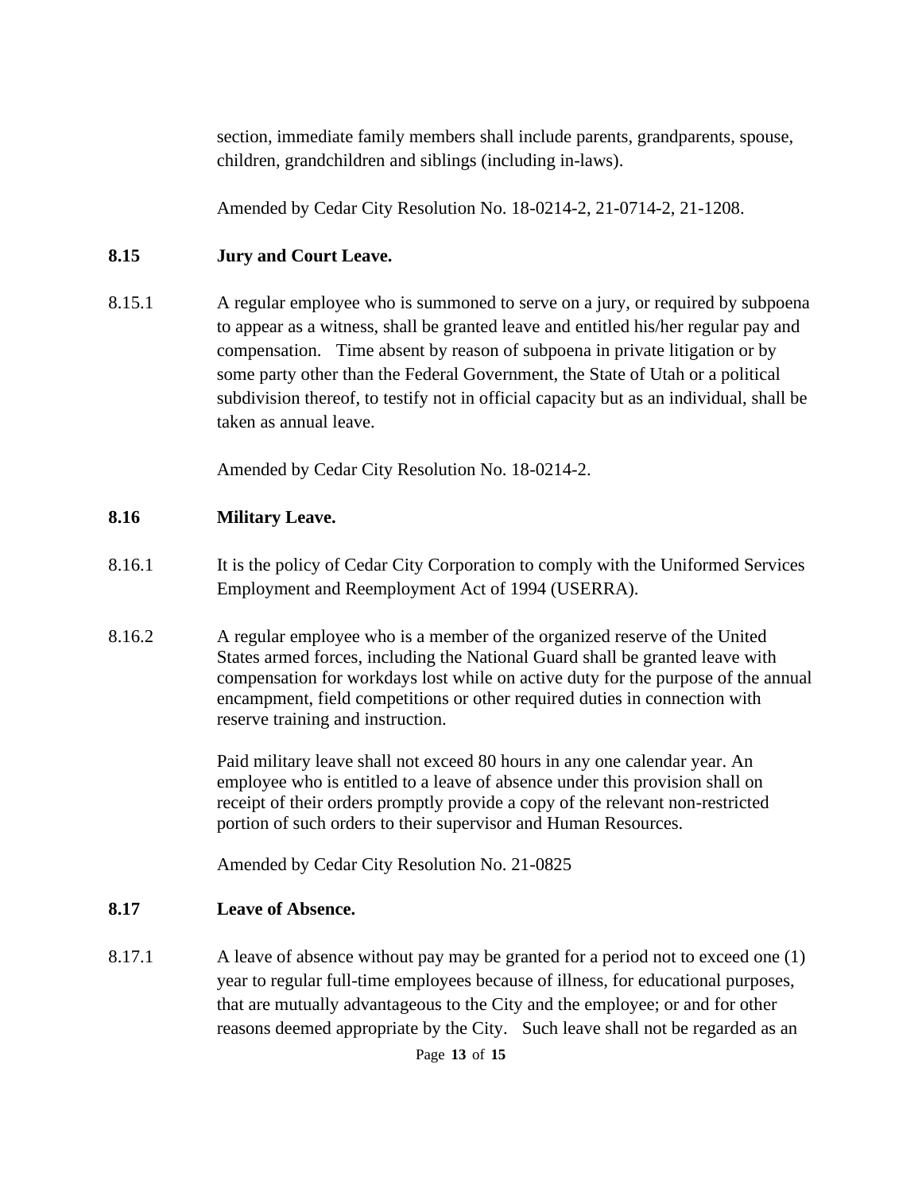section, immediate family members shall include parents, grandparents, spouse, children, grandchildren and siblings (including in-laws).

Amended by Cedar City Resolution No. 18-0214-2, 21-0714-2, 21-1208.

**8.15 Jury and Court Leave.**

8.15.1 A regular employee who is summoned to serve on a jury, or required by subpoena to appear as a witness, shall be granted leave and entitled his/her regular pay and compensation. Time absent by reason of subpoena in private litigation or by some party other than the Federal Government, the State of Utah or a political subdivision thereof, to testify not in official capacity but as an individual, shall be taken as annual leave.

Amended by Cedar City Resolution No. 18-0214-2.

**8.16 Military Leave.**

8.16.1 It is the policy of Cedar City Corporation to comply with the Uniformed Services Employment and Reemployment Act of 1994 (USERRA).

8.16.2 A regular employee who is a member of the organized reserve of the United States armed forces, including the National Guard shall be granted leave with compensation for workdays lost while on active duty for the purpose of the annual encampment, field competitions or other required duties in connection with reserve training and instruction.

Paid military leave shall not exceed 80 hours in any one calendar year. An employee who is entitled to a leave of absence under this provision shall on receipt of their orders promptly provide a copy of the relevant non-restricted portion of such orders to their supervisor and Human Resources.

Amended by Cedar City Resolution No. 21-0825

**8.17 Leave of Absence.**

8.17.1 A leave of absence without pay may be granted for a period not to exceed one (1) year to regular full-time employees because of illness, for educational purposes, that are mutually advantageous to the City and the employee; or and for other reasons deemed appropriate by the City. Such leave shall not be regarded as an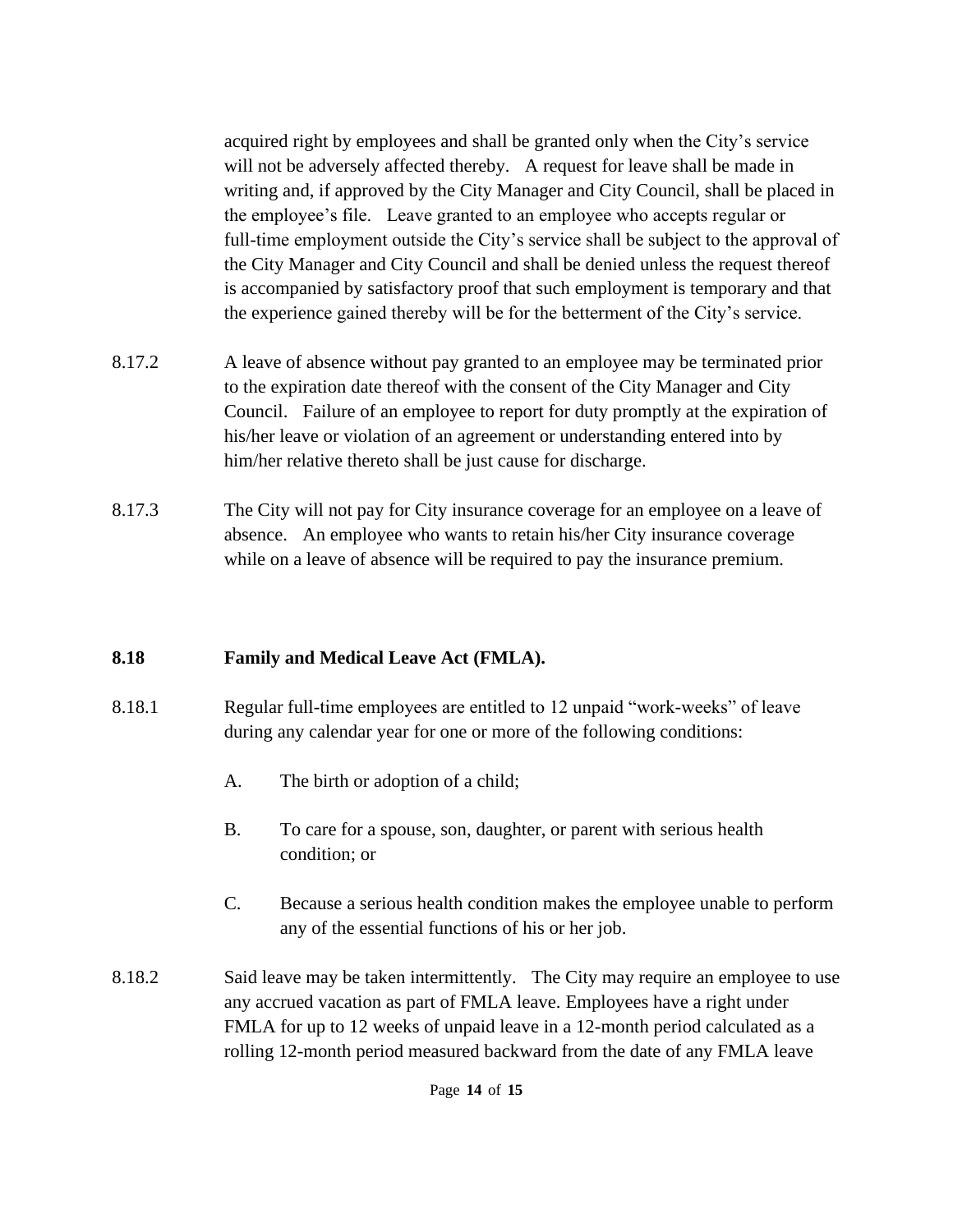acquired right by employees and shall be granted only when the City's service will not be adversely affected thereby. A request for leave shall be made in writing and, if approved by the City Manager and City Council, shall be placed in the employee's file. Leave granted to an employee who accepts regular or full-time employment outside the City's service shall be subject to the approval of the City Manager and City Council and shall be denied unless the request thereof is accompanied by satisfactory proof that such employment is temporary and that the experience gained thereby will be for the betterment of the City's service.

8.17.2 A leave of absence without pay granted to an employee may be terminated prior to the expiration date thereof with the consent of the City Manager and City Council. Failure of an employee to report for duty promptly at the expiration of his/her leave or violation of an agreement or understanding entered into by him/her relative thereto shall be just cause for discharge.

8.17.3 The City will not pay for City insurance coverage for an employee on a leave of absence. An employee who wants to retain his/her City insurance coverage while on a leave of absence will be required to pay the insurance premium.

**8.18 Family and Medical Leave Act (FMLA).**

8.18.1 Regular full-time employees are entitled to 12 unpaid "work-weeks" of leave during any calendar year for one or more of the following conditions:

A. The birth or adoption of a child;

B. To care for a spouse, son, daughter, or parent with serious health condition; or

C. Because a serious health condition makes the employee unable to perform any of the essential functions of his or her job.

8.18.2 Said leave may be taken intermittently. The City may require an employee to use any accrued vacation as part of FMLA leave. Employees have a right under FMLA for up to 12 weeks of unpaid leave in a 12-month period calculated as a rolling 12-month period measured backward from the date of any FMLA leave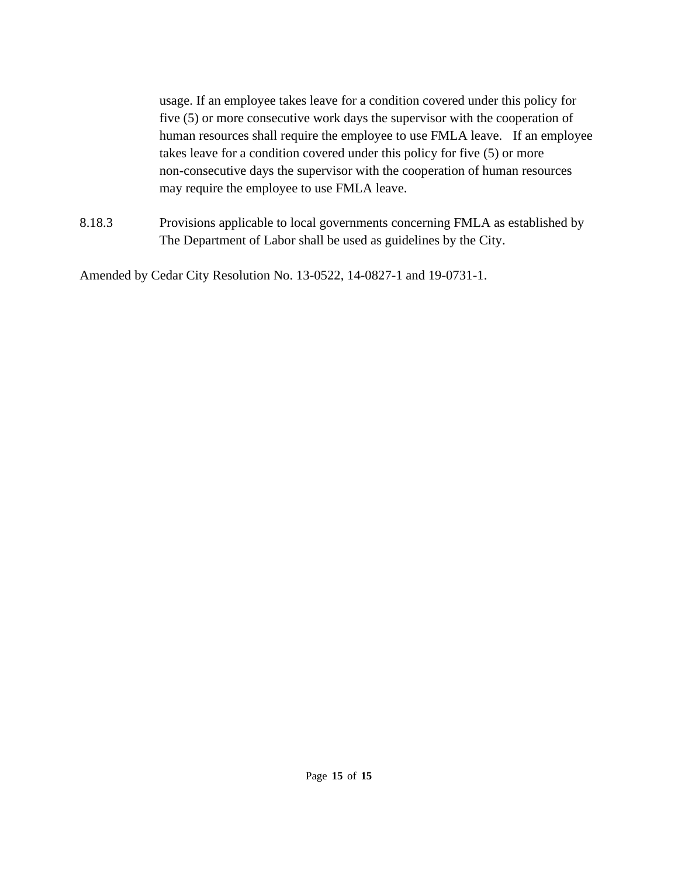usage. If an employee takes leave for a condition covered under this policy for five (5) or more consecutive work days the supervisor with the cooperation of human resources shall require the employee to use FMLA leave. If an employee takes leave for a condition covered under this policy for five (5) or more non-consecutive days the supervisor with the cooperation of human resources may require the employee to use FMLA leave.

8.18.3 Provisions applicable to local governments concerning FMLA as established by The Department of Labor shall be used as guidelines by the City.

Amended by Cedar City Resolution No. 13-0522, 14-0827-1 and 19-0731-1.